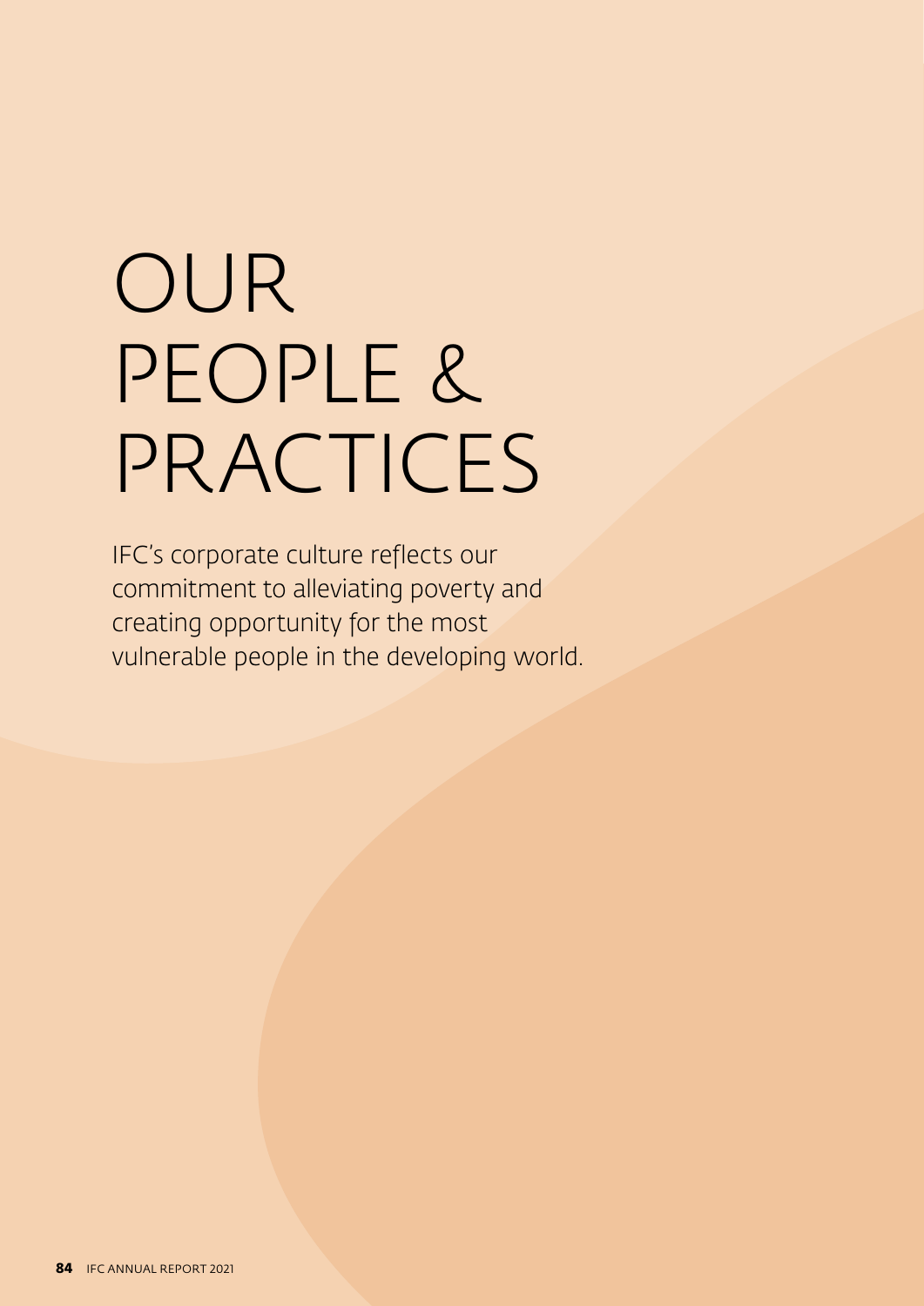# OUR PEOPLE & PRACTICES

IFC's corporate culture reflects our commitment to alleviating poverty and creating opportunity for the most vulnerable people in the developing world.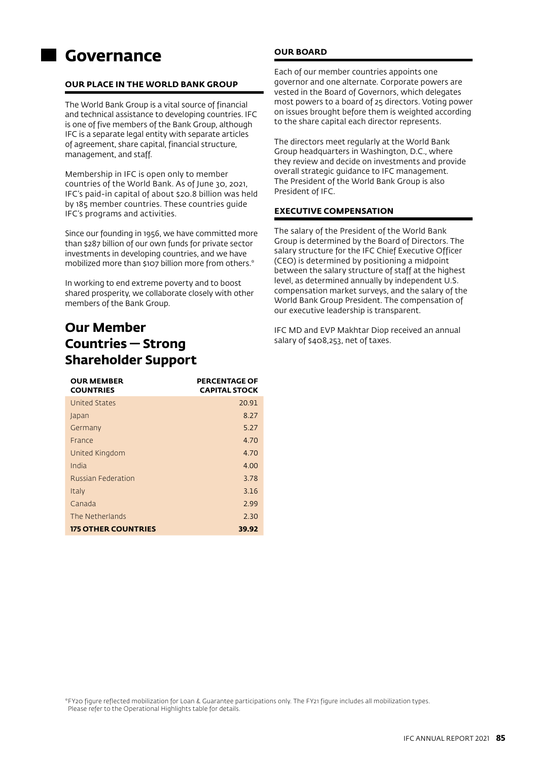# Governance

### OUR PLACE IN THE WORLD BANK GROUP

The World Bank Group is a vital source of financial and technical assistance to developing countries. IFC is one of five members of the Bank Group, although IFC is a separate legal entity with separate articles of agreement, share capital, financial structure, management, and staff.

Membership in IFC is open only to member countries of the World Bank. As of June 30, 2021, IFC's paid-in capital of about $20.8 billion was held by 185 member countries. These countries guide IFC's programs and activities.

Since our founding in 1956, we have committed more than $287 billion of our own funds for private sector investments in developing countries, and we have mobilized more than $107 billion more from others.*

In working to end extreme poverty and to boost shared prosperity, we collaborate closely with other members of the Bank Group.

## Our Member Countries — Strong Shareholder Support

| OUR MEMBER COUNTRIES | PERCENTAGE OF CAPITAL STOCK |
|---|---|
| United States | 20.91 |
| Japan | 8.27 |
| Germany | 5.27 |
| France | 4.70 |
| United Kingdom | 4.70 |
| India | 4.00 |
| Russian Federation | 3.78 |
| Italy | 3.16 |
| Canada | 2.99 |
| The Netherlands | 2.30 |
| **175 OTHER COUNTRIES** | **39.92** |

### OUR BOARD

Each of our member countries appoints one governor and one alternate. Corporate powers are vested in the Board of Governors, which delegates most powers to a board of 25 directors. Voting power on issues brought before them is weighted according to the share capital each director represents.

The directors meet regularly at the World Bank Group headquarters in Washington, D.C., where they review and decide on investments and provide overall strategic guidance to IFC management. The President of the World Bank Group is also President of IFC.

### EXECUTIVE COMPENSATION

The salary of the President of the World Bank Group is determined by the Board of Directors. The salary structure for the IFC Chief Executive Officer (CEO) is determined by positioning a midpoint between the salary structure of staff at the highest level, as determined annually by independent U.S. compensation market surveys, and the salary of the World Bank Group President. The compensation of our executive leadership is transparent.

IFC MD and EVP Makhtar Diop received an annual salary of $408,253, net of taxes.

*FY20 figure reflected mobilization for Loan & Guarantee participations only. The FY21 figure includes all mobilization types. Please refer to the Operational Highlights table for details.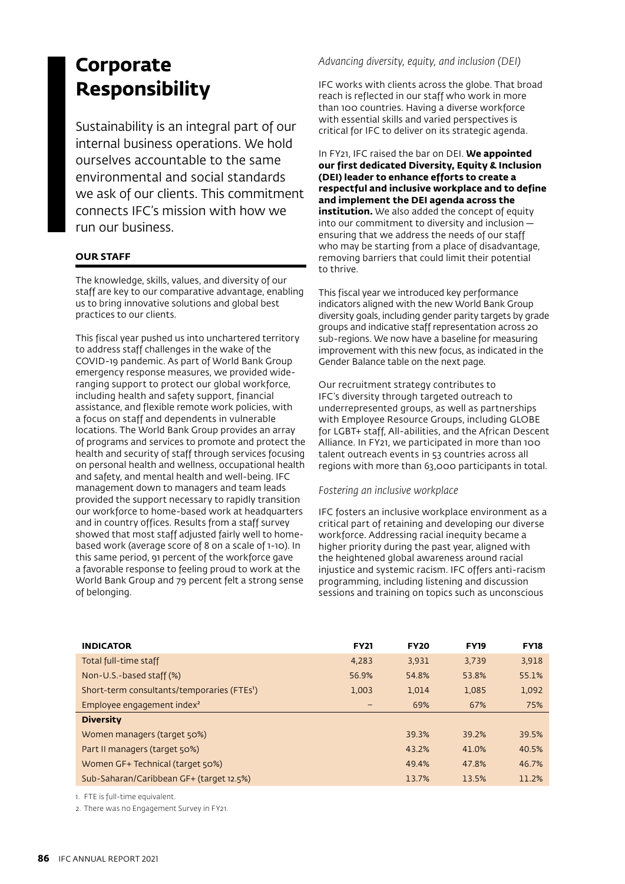# Corporate Responsibility

Sustainability is an integral part of our internal business operations. We hold ourselves accountable to the same environmental and social standards we ask of our clients. This commitment connects IFC's mission with how we run our business.

## OUR STAFF

The knowledge, skills, values, and diversity of our staff are key to our comparative advantage, enabling us to bring innovative solutions and global best practices to our clients.

This fiscal year pushed us into unchartered territory to address staff challenges in the wake of the COVID-19 pandemic. As part of World Bank Group emergency response measures, we provided wide-ranging support to protect our global workforce, including health and safety support, financial assistance, and flexible remote work policies, with a focus on staff and dependents in vulnerable locations. The World Bank Group provides an array of programs and services to promote and protect the health and security of staff through services focusing on personal health and wellness, occupational health and safety, and mental health and well-being. IFC management down to managers and team leads provided the support necessary to rapidly transition our workforce to home-based work at headquarters and in country offices. Results from a staff survey showed that most staff adjusted fairly well to home-based work (average score of 8 on a scale of 1-10). In this same period, 91 percent of the workforce gave a favorable response to feeling proud to work at the World Bank Group and 79 percent felt a strong sense of belonging.

*Advancing diversity, equity, and inclusion (DEI)*

IFC works with clients across the globe. That broad reach is reflected in our staff who work in more than 100 countries. Having a diverse workforce with essential skills and varied perspectives is critical for IFC to deliver on its strategic agenda.

In FY21, IFC raised the bar on DEI. **We appointed our first dedicated Diversity, Equity & Inclusion (DEI) leader to enhance efforts to create a respectful and inclusive workplace and to define and implement the DEI agenda across the institution.** We also added the concept of equity into our commitment to diversity and inclusion — ensuring that we address the needs of our staff who may be starting from a place of disadvantage, removing barriers that could limit their potential to thrive.

This fiscal year we introduced key performance indicators aligned with the new World Bank Group diversity goals, including gender parity targets by grade groups and indicative staff representation across 20 sub-regions. We now have a baseline for measuring improvement with this new focus, as indicated in the Gender Balance table on the next page.

Our recruitment strategy contributes to IFC's diversity through targeted outreach to underrepresented groups, as well as partnerships with Employee Resource Groups, including GLOBE for LGBT+ staff, All-abilities, and the African Descent Alliance. In FY21, we participated in more than 100 talent outreach events in 53 countries across all regions with more than 63,000 participants in total.

*Fostering an inclusive workplace*

IFC fosters an inclusive workplace environment as a critical part of retaining and developing our diverse workforce. Addressing racial inequity became a higher priority during the past year, aligned with the heightened global awareness around racial injustice and systemic racism. IFC offers anti-racism programming, including listening and discussion sessions and training on topics such as unconscious

| INDICATOR | FY21 | FY20 | FY19 | FY18 |
|---|---|---|---|---|
| Total full-time staff | 4,283 | 3,931 | 3,739 | 3,918 |
| Non-U.S.-based staff (%) | 56.9% | 54.8% | 53.8% | 55.1% |
| Short-term consultants/temporaries (FTEs[1]) | 1,003 | 1,014 | 1,085 | 1,092 |
| Employee engagement index[2] | – | 69% | 67% | 75% |
| **Diversity** | | | | |
| Women managers (target 50%) | | 39.3% | 39.2% | 39.5% |
| Part II managers (target 50%) | | 43.2% | 41.0% | 40.5% |
| Women GF+ Technical (target 50%) | | 49.4% | 47.8% | 46.7% |
| Sub-Saharan/Caribbean GF+ (target 12.5%) | | 13.7% | 13.5% | 11.2% |

1. FTE is full-time equivalent.

2. There was no Engagement Survey in FY21.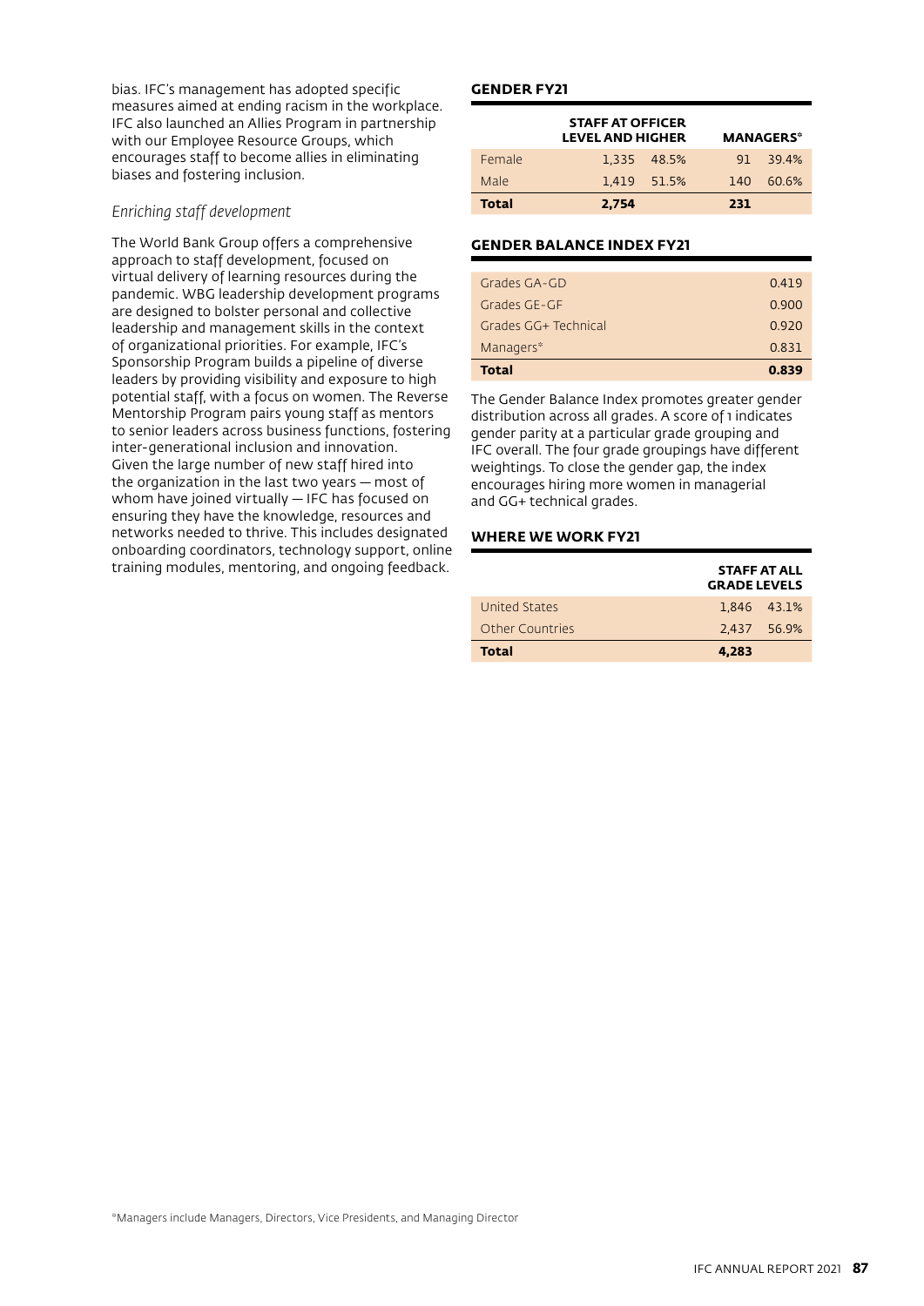bias. IFC's management has adopted specific measures aimed at ending racism in the workplace. IFC also launched an Allies Program in partnership with our Employee Resource Groups, which encourages staff to become allies in eliminating biases and fostering inclusion.

*Enriching staff development*

The World Bank Group offers a comprehensive approach to staff development, focused on virtual delivery of learning resources during the pandemic. WBG leadership development programs are designed to bolster personal and collective leadership and management skills in the context of organizational priorities. For example, IFC's Sponsorship Program builds a pipeline of diverse leaders by providing visibility and exposure to high potential staff, with a focus on women. The Reverse Mentorship Program pairs young staff as mentors to senior leaders across business functions, fostering inter-generational inclusion and innovation. Given the large number of new staff hired into the organization in the last two years — most of whom have joined virtually — IFC has focused on ensuring they have the knowledge, resources and networks needed to thrive. This includes designated onboarding coordinators, technology support, online training modules, mentoring, and ongoing feedback.

### GENDER FY21

| | STAFF AT OFFICER LEVEL AND HIGHER | | MANAGERS* | |
|---|---|---|---|---|
| Female | 1,335 | 48.5% | 91 | 39.4% |
| Male | 1,419 | 51.5% | 140 | 60.6% |
| **Total** | **2,754** | | **231** | |

### GENDER BALANCE INDEX FY21

| | |
|---|---|
| Grades GA-GD | 0.419 |
| Grades GE-GF | 0.900 |
| Grades GG+ Technical | 0.920 |
| Managers* | 0.831 |
| **Total** | **0.839** |

The Gender Balance Index promotes greater gender distribution across all grades. A score of 1 indicates gender parity at a particular grade grouping and IFC overall. The four grade groupings have different weightings. To close the gender gap, the index encourages hiring more women in managerial and GG+ technical grades.

### WHERE WE WORK FY21

| | STAFF AT ALL GRADE LEVELS | |
|---|---|---|
| United States | 1,846 | 43.1% |
| Other Countries | 2,437 | 56.9% |
| **Total** | **4,283** | |

*Managers include Managers, Directors, Vice Presidents, and Managing Director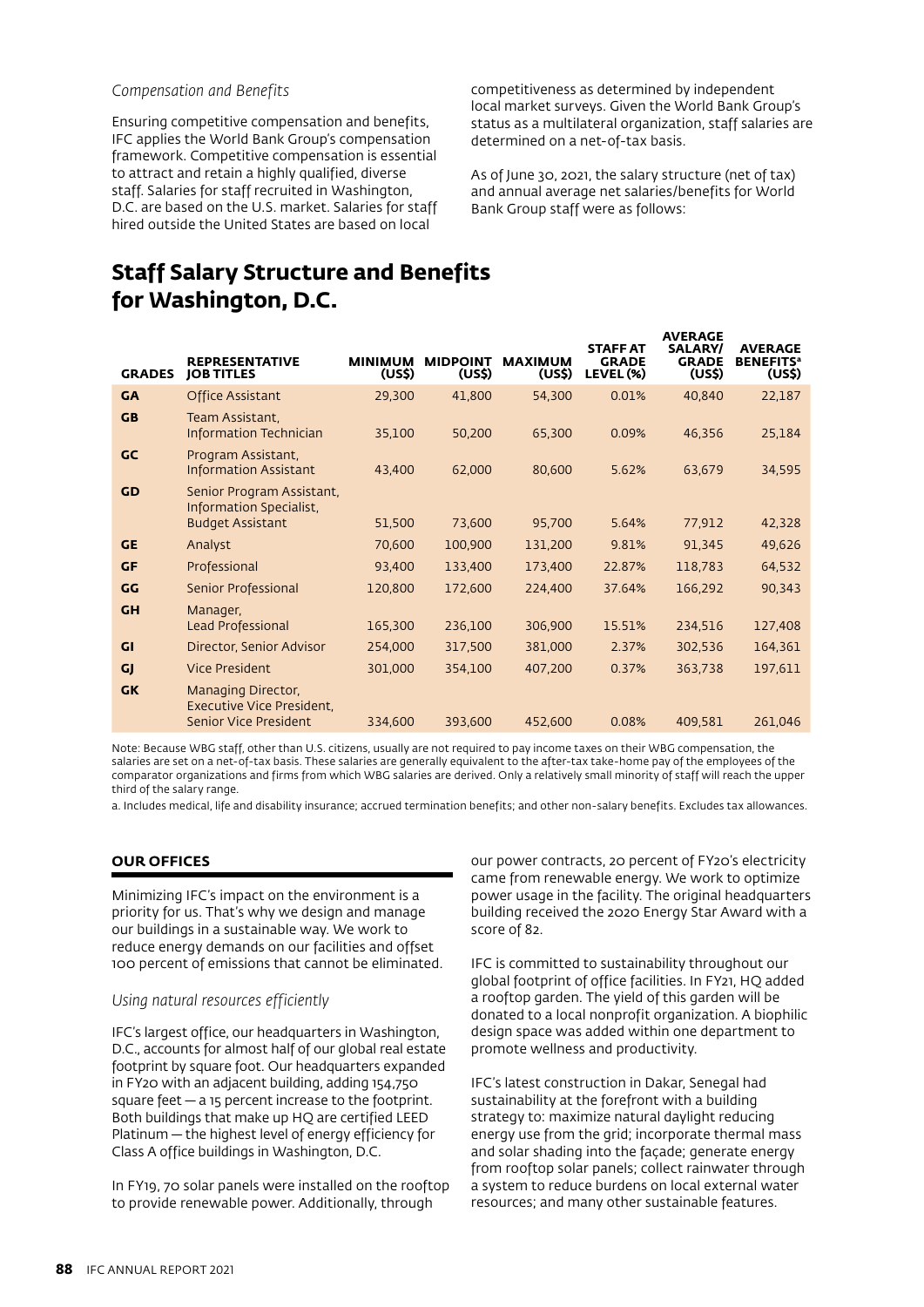*Compensation and Benefits*

Ensuring competitive compensation and benefits, IFC applies the World Bank Group's compensation framework. Competitive compensation is essential to attract and retain a highly qualified, diverse staff. Salaries for staff recruited in Washington, D.C. are based on the U.S. market. Salaries for staff hired outside the United States are based on local competitiveness as determined by independent local market surveys. Given the World Bank Group's status as a multilateral organization, staff salaries are determined on a net-of-tax basis.

As of June 30, 2021, the salary structure (net of tax) and annual average net salaries/benefits for World Bank Group staff were as follows:

## Staff Salary Structure and Benefits for Washington, D.C.

| GRADES | REPRESENTATIVE JOB TITLES | MINIMUM (US$) | MIDPOINT (US$) | MAXIMUM (US$) | STAFF AT GRADE LEVEL (%) | AVERAGE SALARY/ GRADE (US$) | AVERAGE BENEFITS[a] (US$) |
|---|---|---|---|---|---|---|---|
| GA | Office Assistant | 29,300 | 41,800 | 54,300 | 0.01% | 40,840 | 22,187 |
| GB | Team Assistant, Information Technician | 35,100 | 50,200 | 65,300 | 0.09% | 46,356 | 25,184 |
| GC | Program Assistant, Information Assistant | 43,400 | 62,000 | 80,600 | 5.62% | 63,679 | 34,595 |
| GD | Senior Program Assistant, Information Specialist, Budget Assistant | 51,500 | 73,600 | 95,700 | 5.64% | 77,912 | 42,328 |
| GE | Analyst | 70,600 | 100,900 | 131,200 | 9.81% | 91,345 | 49,626 |
| GF | Professional | 93,400 | 133,400 | 173,400 | 22.87% | 118,783 | 64,532 |
| GG | Senior Professional | 120,800 | 172,600 | 224,400 | 37.64% | 166,292 | 90,343 |
| GH | Manager, Lead Professional | 165,300 | 236,100 | 306,900 | 15.51% | 234,516 | 127,408 |
| GI | Director, Senior Advisor | 254,000 | 317,500 | 381,000 | 2.37% | 302,536 | 164,361 |
| GJ | Vice President | 301,000 | 354,100 | 407,200 | 0.37% | 363,738 | 197,611 |
| GK | Managing Director, Executive Vice President, Senior Vice President | 334,600 | 393,600 | 452,600 | 0.08% | 409,581 | 261,046 |

Note: Because WBG staff, other than U.S. citizens, usually are not required to pay income taxes on their WBG compensation, the salaries are set on a net-of-tax basis. These salaries are generally equivalent to the after-tax take-home pay of the employees of the comparator organizations and firms from which WBG salaries are derived. Only a relatively small minority of staff will reach the upper third of the salary range.

a. Includes medical, life and disability insurance; accrued termination benefits; and other non-salary benefits. Excludes tax allowances.

### OUR OFFICES

Minimizing IFC's impact on the environment is a priority for us. That's why we design and manage our buildings in a sustainable way. We work to reduce energy demands on our facilities and offset 100 percent of emissions that cannot be eliminated.

*Using natural resources efficiently*

IFC's largest office, our headquarters in Washington, D.C., accounts for almost half of our global real estate footprint by square foot. Our headquarters expanded in FY20 with an adjacent building, adding 154,750 square feet — a 15 percent increase to the footprint. Both buildings that make up HQ are certified LEED Platinum — the highest level of energy efficiency for Class A office buildings in Washington, D.C.

In FY19, 70 solar panels were installed on the rooftop to provide renewable power. Additionally, through our power contracts, 20 percent of FY20's electricity came from renewable energy. We work to optimize power usage in the facility. The original headquarters building received the 2020 Energy Star Award with a score of 82.

IFC is committed to sustainability throughout our global footprint of office facilities. In FY21, HQ added a rooftop garden. The yield of this garden will be donated to a local nonprofit organization. A biophilic design space was added within one department to promote wellness and productivity.

IFC's latest construction in Dakar, Senegal had sustainability at the forefront with a building strategy to: maximize natural daylight reducing energy use from the grid; incorporate thermal mass and solar shading into the façade; generate energy from rooftop solar panels; collect rainwater through a system to reduce burdens on local external water resources; and many other sustainable features.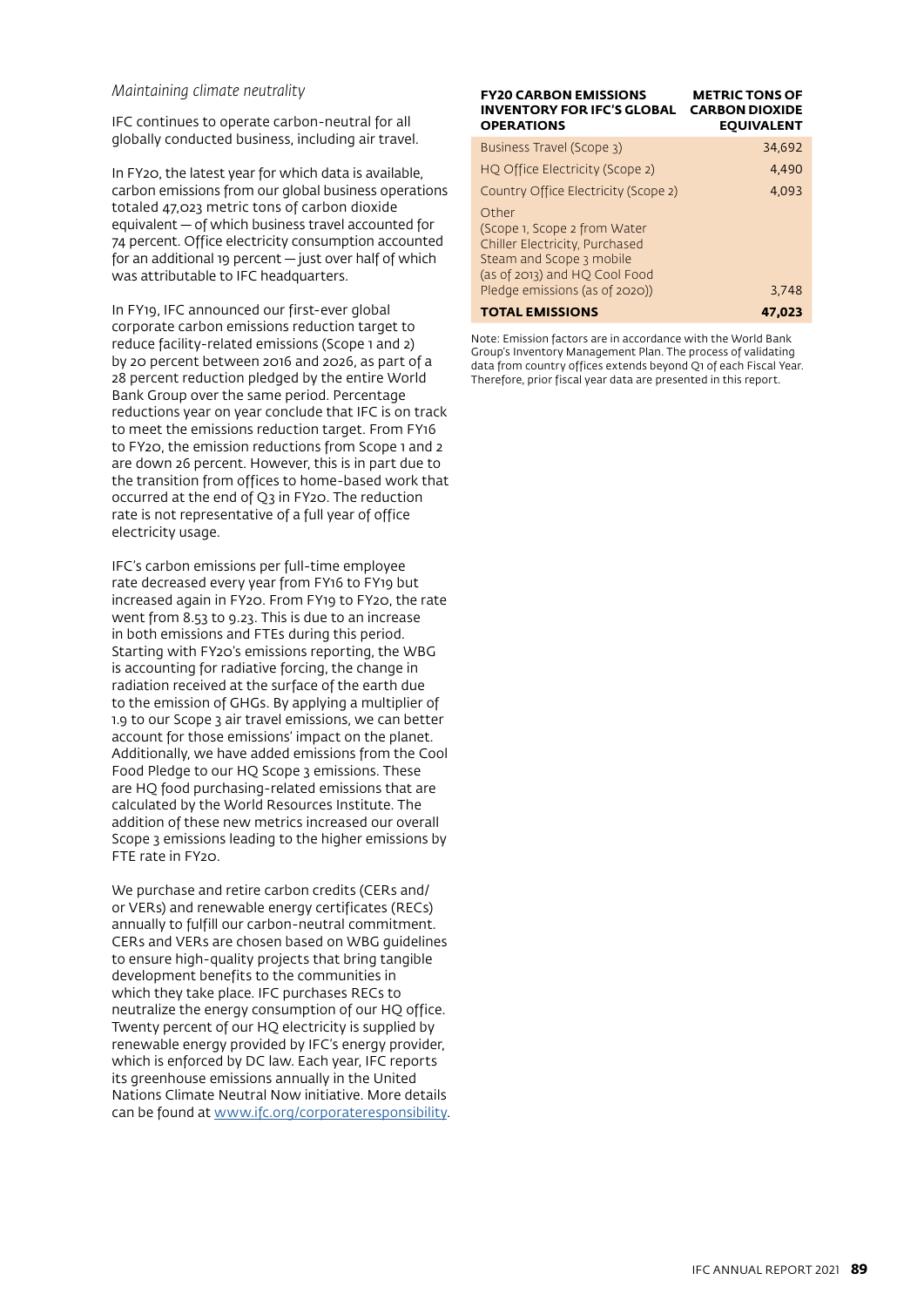*Maintaining climate neutrality*

IFC continues to operate carbon-neutral for all globally conducted business, including air travel.

In FY20, the latest year for which data is available, carbon emissions from our global business operations totaled 47,023 metric tons of carbon dioxide equivalent — of which business travel accounted for 74 percent. Office electricity consumption accounted for an additional 19 percent — just over half of which was attributable to IFC headquarters.

In FY19, IFC announced our first-ever global corporate carbon emissions reduction target to reduce facility-related emissions (Scope 1 and 2) by 20 percent between 2016 and 2026, as part of a 28 percent reduction pledged by the entire World Bank Group over the same period. Percentage reductions year on year conclude that IFC is on track to meet the emissions reduction target. From FY16 to FY20, the emission reductions from Scope 1 and 2 are down 26 percent. However, this is in part due to the transition from offices to home-based work that occurred at the end of Q3 in FY20. The reduction rate is not representative of a full year of office electricity usage.

IFC's carbon emissions per full-time employee rate decreased every year from FY16 to FY19 but increased again in FY20. From FY19 to FY20, the rate went from 8.53 to 9.23. This is due to an increase in both emissions and FTEs during this period. Starting with FY20's emissions reporting, the WBG is accounting for radiative forcing, the change in radiation received at the surface of the earth due to the emission of GHGs. By applying a multiplier of 1.9 to our Scope 3 air travel emissions, we can better account for those emissions' impact on the planet. Additionally, we have added emissions from the Cool Food Pledge to our HQ Scope 3 emissions. These are HQ food purchasing-related emissions that are calculated by the World Resources Institute. The addition of these new metrics increased our overall Scope 3 emissions leading to the higher emissions by FTE rate in FY20.

We purchase and retire carbon credits (CERs and/or VERs) and renewable energy certificates (RECs) annually to fulfill our carbon-neutral commitment. CERs and VERs are chosen based on WBG guidelines to ensure high-quality projects that bring tangible development benefits to the communities in which they take place. IFC purchases RECs to neutralize the energy consumption of our HQ office. Twenty percent of our HQ electricity is supplied by renewable energy provided by IFC's energy provider, which is enforced by DC law. Each year, IFC reports its greenhouse emissions annually in the United Nations Climate Neutral Now initiative. More details can be found at www.ifc.org/corporateresponsibility.

| FY20 CARBON EMISSIONS INVENTORY FOR IFC'S GLOBAL OPERATIONS | METRIC TONS OF CARBON DIOXIDE EQUIVALENT |
| --- | --- |
| Business Travel (Scope 3) | 34,692 |
| HQ Office Electricity (Scope 2) | 4,490 |
| Country Office Electricity (Scope 2) | 4,093 |
| Other (Scope 1, Scope 2 from Water Chiller Electricity, Purchased Steam and Scope 3 mobile (as of 2013) and HQ Cool Food Pledge emissions (as of 2020)) | 3,748 |
| **TOTAL EMISSIONS** | **47,023** |

Note: Emission factors are in accordance with the World Bank Group's Inventory Management Plan. The process of validating data from country offices extends beyond Q1 of each Fiscal Year. Therefore, prior fiscal year data are presented in this report.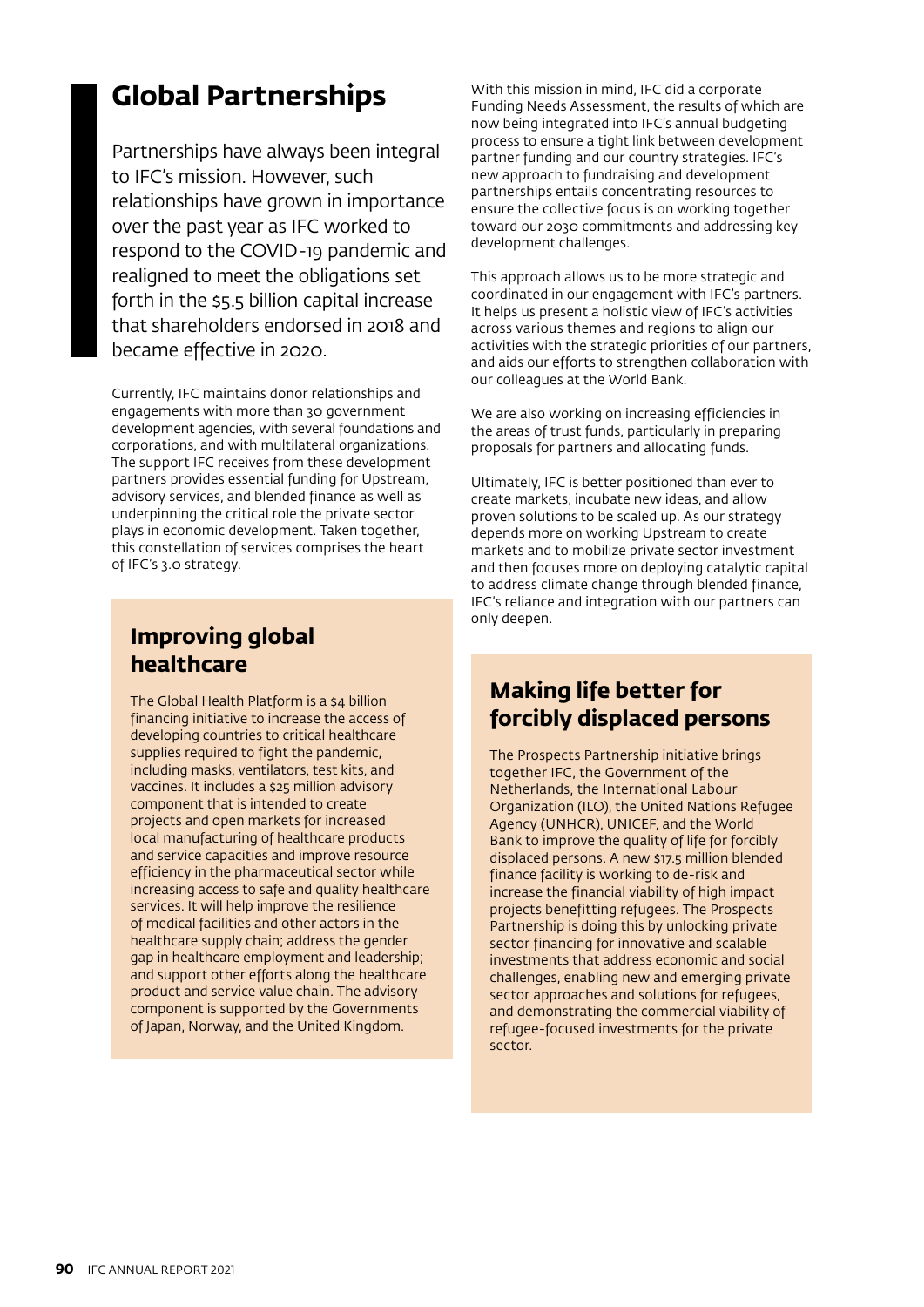# Global Partnerships

Partnerships have always been integral to IFC's mission. However, such relationships have grown in importance over the past year as IFC worked to respond to the COVID-19 pandemic and realigned to meet the obligations set forth in the $5.5 billion capital increase that shareholders endorsed in 2018 and became effective in 2020.

Currently, IFC maintains donor relationships and engagements with more than 30 government development agencies, with several foundations and corporations, and with multilateral organizations. The support IFC receives from these development partners provides essential funding for Upstream, advisory services, and blended finance as well as underpinning the critical role the private sector plays in economic development. Taken together, this constellation of services comprises the heart of IFC's 3.0 strategy.

## Improving global healthcare

The Global Health Platform is a $4 billion financing initiative to increase the access of developing countries to critical healthcare supplies required to fight the pandemic, including masks, ventilators, test kits, and vaccines. It includes a $25 million advisory component that is intended to create projects and open markets for increased local manufacturing of healthcare products and service capacities and improve resource efficiency in the pharmaceutical sector while increasing access to safe and quality healthcare services. It will help improve the resilience of medical facilities and other actors in the healthcare supply chain; address the gender gap in healthcare employment and leadership; and support other efforts along the healthcare product and service value chain. The advisory component is supported by the Governments of Japan, Norway, and the United Kingdom.

With this mission in mind, IFC did a corporate Funding Needs Assessment, the results of which are now being integrated into IFC's annual budgeting process to ensure a tight link between development partner funding and our country strategies. IFC's new approach to fundraising and development partnerships entails concentrating resources to ensure the collective focus is on working together toward our 2030 commitments and addressing key development challenges.

This approach allows us to be more strategic and coordinated in our engagement with IFC's partners. It helps us present a holistic view of IFC's activities across various themes and regions to align our activities with the strategic priorities of our partners, and aids our efforts to strengthen collaboration with our colleagues at the World Bank.

We are also working on increasing efficiencies in the areas of trust funds, particularly in preparing proposals for partners and allocating funds.

Ultimately, IFC is better positioned than ever to create markets, incubate new ideas, and allow proven solutions to be scaled up. As our strategy depends more on working Upstream to create markets and to mobilize private sector investment and then focuses more on deploying catalytic capital to address climate change through blended finance, IFC's reliance and integration with our partners can only deepen.

## Making life better for forcibly displaced persons

The Prospects Partnership initiative brings together IFC, the Government of the Netherlands, the International Labour Organization (ILO), the United Nations Refugee Agency (UNHCR), UNICEF, and the World Bank to improve the quality of life for forcibly displaced persons. A new $17.5 million blended finance facility is working to de-risk and increase the financial viability of high impact projects benefitting refugees. The Prospects Partnership is doing this by unlocking private sector financing for innovative and scalable investments that address economic and social challenges, enabling new and emerging private sector approaches and solutions for refugees, and demonstrating the commercial viability of refugee-focused investments for the private sector.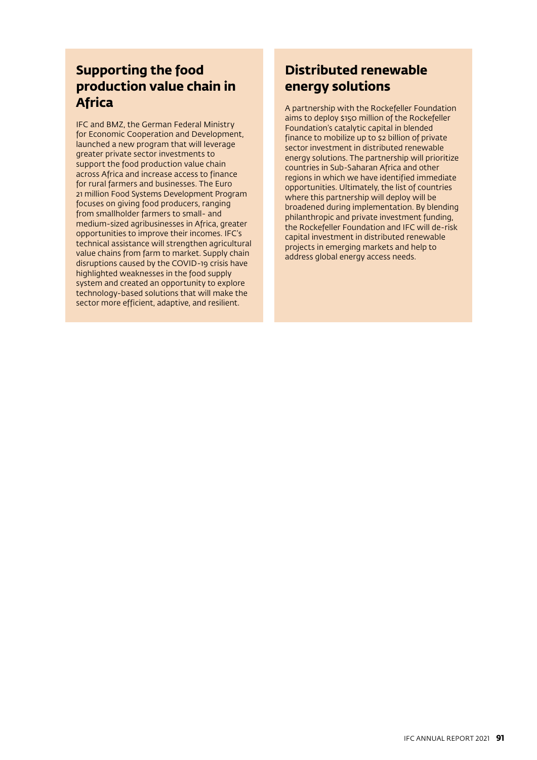## Supporting the food production value chain in Africa

IFC and BMZ, the German Federal Ministry for Economic Cooperation and Development, launched a new program that will leverage greater private sector investments to support the food production value chain across Africa and increase access to finance for rural farmers and businesses. The Euro 21 million Food Systems Development Program focuses on giving food producers, ranging from smallholder farmers to small- and medium-sized agribusinesses in Africa, greater opportunities to improve their incomes. IFC's technical assistance will strengthen agricultural value chains from farm to market. Supply chain disruptions caused by the COVID-19 crisis have highlighted weaknesses in the food supply system and created an opportunity to explore technology-based solutions that will make the sector more efficient, adaptive, and resilient.

## Distributed renewable energy solutions

A partnership with the Rockefeller Foundation aims to deploy $150 million of the Rockefeller Foundation's catalytic capital in blended finance to mobilize up to $2 billion of private sector investment in distributed renewable energy solutions. The partnership will prioritize countries in Sub-Saharan Africa and other regions in which we have identified immediate opportunities. Ultimately, the list of countries where this partnership will deploy will be broadened during implementation. By blending philanthropic and private investment funding, the Rockefeller Foundation and IFC will de-risk capital investment in distributed renewable projects in emerging markets and help to address global energy access needs.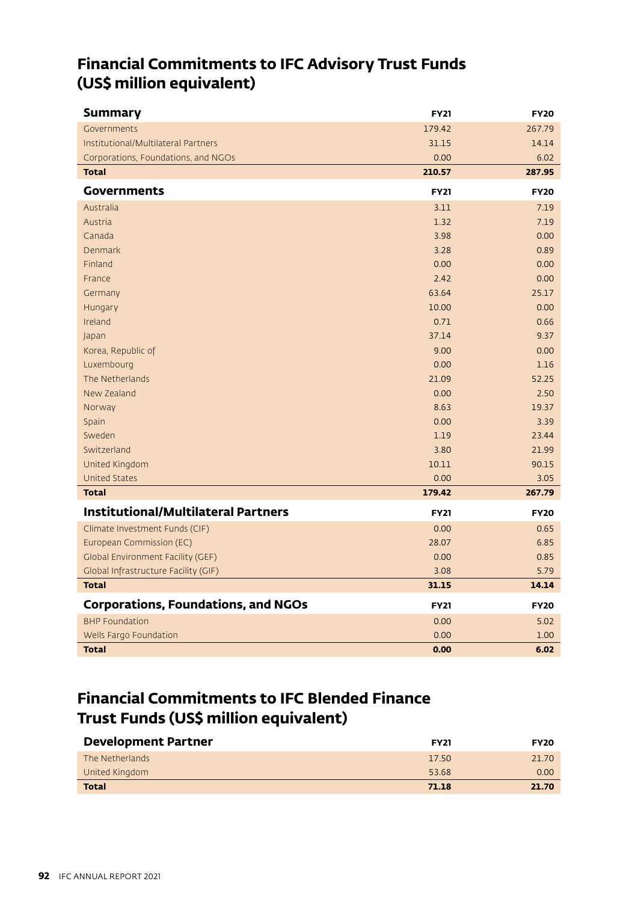## Financial Commitments to IFC Advisory Trust Funds (US$ million equivalent)

| Summary | FY21 | FY20 |
|---|---|---|
| Governments | 179.42 | 267.79 |
| Institutional/Multilateral Partners | 31.15 | 14.14 |
| Corporations, Foundations, and NGOs | 0.00 | 6.02 |
| **Total** | **210.57** | **287.95** |

| Governments | FY21 | FY20 |
|---|---|---|
| Australia | 3.11 | 7.19 |
| Austria | 1.32 | 7.19 |
| Canada | 3.98 | 0.00 |
| Denmark | 3.28 | 0.89 |
| Finland | 0.00 | 0.00 |
| France | 2.42 | 0.00 |
| Germany | 63.64 | 25.17 |
| Hungary | 10.00 | 0.00 |
| Ireland | 0.71 | 0.66 |
| Japan | 37.14 | 9.37 |
| Korea, Republic of | 9.00 | 0.00 |
| Luxembourg | 0.00 | 1.16 |
| The Netherlands | 21.09 | 52.25 |
| New Zealand | 0.00 | 2.50 |
| Norway | 8.63 | 19.37 |
| Spain | 0.00 | 3.39 |
| Sweden | 1.19 | 23.44 |
| Switzerland | 3.80 | 21.99 |
| United Kingdom | 10.11 | 90.15 |
| United States | 0.00 | 3.05 |
| **Total** | **179.42** | **267.79** |

| Institutional/Multilateral Partners | FY21 | FY20 |
|---|---|---|
| Climate Investment Funds (CIF) | 0.00 | 0.65 |
| European Commission (EC) | 28.07 | 6.85 |
| Global Environment Facility (GEF) | 0.00 | 0.85 |
| Global Infrastructure Facility (GIF) | 3.08 | 5.79 |
| **Total** | **31.15** | **14.14** |

| Corporations, Foundations, and NGOs | FY21 | FY20 |
|---|---|---|
| BHP Foundation | 0.00 | 5.02 |
| Wells Fargo Foundation | 0.00 | 1.00 |
| **Total** | **0.00** | **6.02** |

## Financial Commitments to IFC Blended Finance Trust Funds (US$ million equivalent)

| Development Partner | FY21 | FY20 |
|---|---|---|
| The Netherlands | 17.50 | 21.70 |
| United Kingdom | 53.68 | 0.00 |
| **Total** | **71.18** | **21.70** |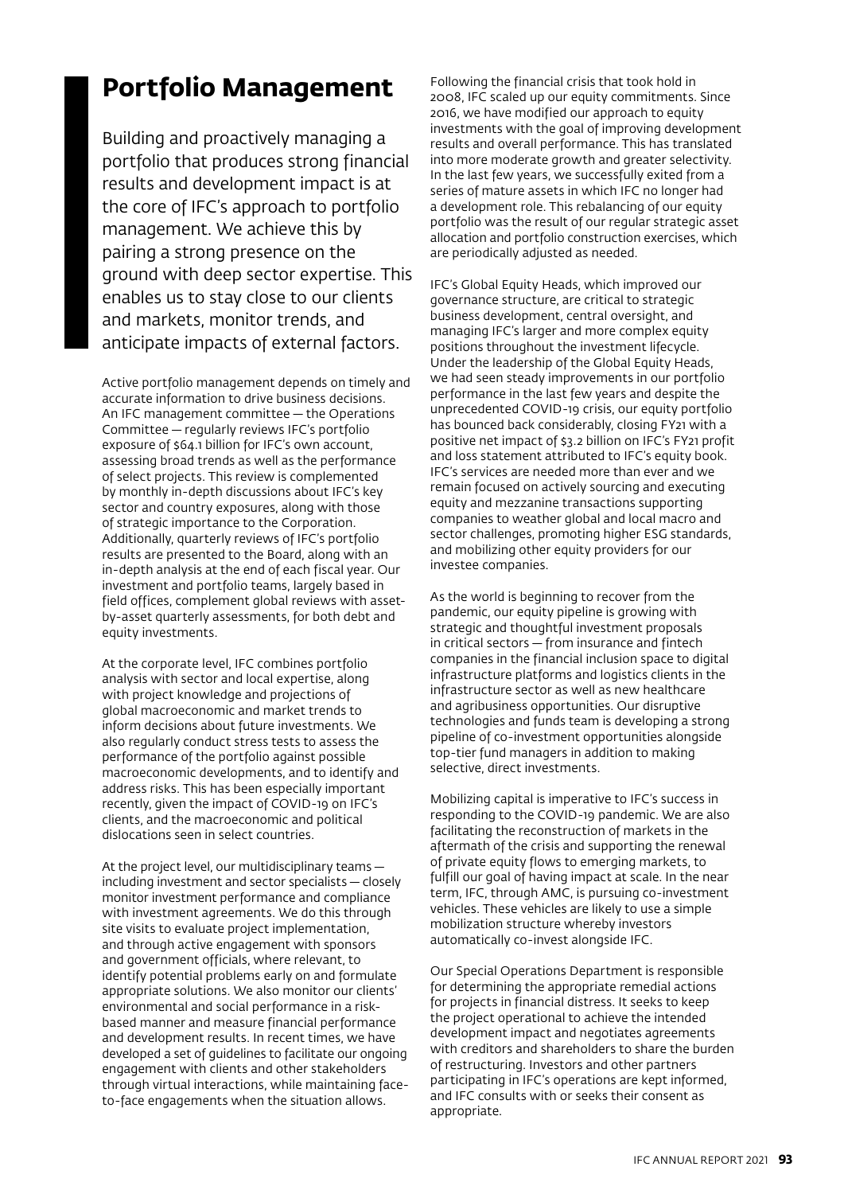# Portfolio Management

Building and proactively managing a portfolio that produces strong financial results and development impact is at the core of IFC's approach to portfolio management. We achieve this by pairing a strong presence on the ground with deep sector expertise. This enables us to stay close to our clients and markets, monitor trends, and anticipate impacts of external factors.

Active portfolio management depends on timely and accurate information to drive business decisions. An IFC management committee — the Operations Committee — regularly reviews IFC's portfolio exposure of $64.1 billion for IFC's own account, assessing broad trends as well as the performance of select projects. This review is complemented by monthly in-depth discussions about IFC's key sector and country exposures, along with those of strategic importance to the Corporation. Additionally, quarterly reviews of IFC's portfolio results are presented to the Board, along with an in-depth analysis at the end of each fiscal year. Our investment and portfolio teams, largely based in field offices, complement global reviews with asset-by-asset quarterly assessments, for both debt and equity investments.

At the corporate level, IFC combines portfolio analysis with sector and local expertise, along with project knowledge and projections of global macroeconomic and market trends to inform decisions about future investments. We also regularly conduct stress tests to assess the performance of the portfolio against possible macroeconomic developments, and to identify and address risks. This has been especially important recently, given the impact of COVID-19 on IFC's clients, and the macroeconomic and political dislocations seen in select countries.

At the project level, our multidisciplinary teams — including investment and sector specialists — closely monitor investment performance and compliance with investment agreements. We do this through site visits to evaluate project implementation, and through active engagement with sponsors and government officials, where relevant, to identify potential problems early on and formulate appropriate solutions. We also monitor our clients' environmental and social performance in a risk-based manner and measure financial performance and development results. In recent times, we have developed a set of guidelines to facilitate our ongoing engagement with clients and other stakeholders through virtual interactions, while maintaining face-to-face engagements when the situation allows.

Following the financial crisis that took hold in 2008, IFC scaled up our equity commitments. Since 2016, we have modified our approach to equity investments with the goal of improving development results and overall performance. This has translated into more moderate growth and greater selectivity. In the last few years, we successfully exited from a series of mature assets in which IFC no longer had a development role. This rebalancing of our equity portfolio was the result of our regular strategic asset allocation and portfolio construction exercises, which are periodically adjusted as needed.

IFC's Global Equity Heads, which improved our governance structure, are critical to strategic business development, central oversight, and managing IFC's larger and more complex equity positions throughout the investment lifecycle. Under the leadership of the Global Equity Heads, we had seen steady improvements in our portfolio performance in the last few years and despite the unprecedented COVID-19 crisis, our equity portfolio has bounced back considerably, closing FY21 with a positive net impact of $3.2 billion on IFC's FY21 profit and loss statement attributed to IFC's equity book. IFC's services are needed more than ever and we remain focused on actively sourcing and executing equity and mezzanine transactions supporting companies to weather global and local macro and sector challenges, promoting higher ESG standards, and mobilizing other equity providers for our investee companies.

As the world is beginning to recover from the pandemic, our equity pipeline is growing with strategic and thoughtful investment proposals in critical sectors — from insurance and fintech companies in the financial inclusion space to digital infrastructure platforms and logistics clients in the infrastructure sector as well as new healthcare and agribusiness opportunities. Our disruptive technologies and funds team is developing a strong pipeline of co-investment opportunities alongside top-tier fund managers in addition to making selective, direct investments.

Mobilizing capital is imperative to IFC's success in responding to the COVID-19 pandemic. We are also facilitating the reconstruction of markets in the aftermath of the crisis and supporting the renewal of private equity flows to emerging markets, to fulfill our goal of having impact at scale. In the near term, IFC, through AMC, is pursuing co-investment vehicles. These vehicles are likely to use a simple mobilization structure whereby investors automatically co-invest alongside IFC.

Our Special Operations Department is responsible for determining the appropriate remedial actions for projects in financial distress. It seeks to keep the project operational to achieve the intended development impact and negotiates agreements with creditors and shareholders to share the burden of restructuring. Investors and other partners participating in IFC's operations are kept informed, and IFC consults with or seeks their consent as appropriate.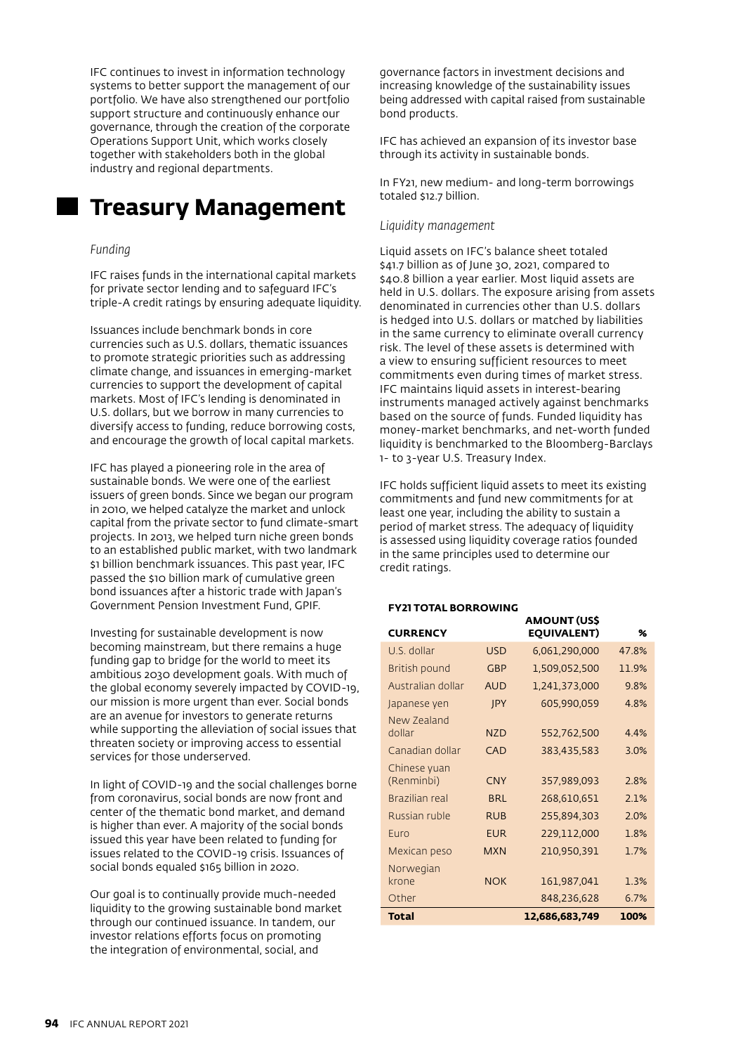IFC continues to invest in information technology systems to better support the management of our portfolio. We have also strengthened our portfolio support structure and continuously enhance our governance, through the creation of the corporate Operations Support Unit, which works closely together with stakeholders both in the global industry and regional departments.

# Treasury Management

*Funding*

IFC raises funds in the international capital markets for private sector lending and to safeguard IFC's triple-A credit ratings by ensuring adequate liquidity.

Issuances include benchmark bonds in core currencies such as U.S. dollars, thematic issuances to promote strategic priorities such as addressing climate change, and issuances in emerging-market currencies to support the development of capital markets. Most of IFC's lending is denominated in U.S. dollars, but we borrow in many currencies to diversify access to funding, reduce borrowing costs, and encourage the growth of local capital markets.

IFC has played a pioneering role in the area of sustainable bonds. We were one of the earliest issuers of green bonds. Since we began our program in 2010, we helped catalyze the market and unlock capital from the private sector to fund climate-smart projects. In 2013, we helped turn niche green bonds to an established public market, with two landmark $1 billion benchmark issuances. This past year, IFC passed the $10 billion mark of cumulative green bond issuances after a historic trade with Japan's Government Pension Investment Fund, GPIF.

Investing for sustainable development is now becoming mainstream, but there remains a huge funding gap to bridge for the world to meet its ambitious 2030 development goals. With much of the global economy severely impacted by COVID-19, our mission is more urgent than ever. Social bonds are an avenue for investors to generate returns while supporting the alleviation of social issues that threaten society or improving access to essential services for those underserved.

In light of COVID-19 and the social challenges borne from coronavirus, social bonds are now front and center of the thematic bond market, and demand is higher than ever. A majority of the social bonds issued this year have been related to funding for issues related to the COVID-19 crisis. Issuances of social bonds equaled $165 billion in 2020.

Our goal is to continually provide much-needed liquidity to the growing sustainable bond market through our continued issuance. In tandem, our investor relations efforts focus on promoting the integration of environmental, social, and governance factors in investment decisions and increasing knowledge of the sustainability issues being addressed with capital raised from sustainable bond products.

IFC has achieved an expansion of its investor base through its activity in sustainable bonds.

In FY21, new medium- and long-term borrowings totaled $12.7 billion.

*Liquidity management*

Liquid assets on IFC's balance sheet totaled $41.7 billion as of June 30, 2021, compared to $40.8 billion a year earlier. Most liquid assets are held in U.S. dollars. The exposure arising from assets denominated in currencies other than U.S. dollars is hedged into U.S. dollars or matched by liabilities in the same currency to eliminate overall currency risk. The level of these assets is determined with a view to ensuring sufficient resources to meet commitments even during times of market stress. IFC maintains liquid assets in interest-bearing instruments managed actively against benchmarks based on the source of funds. Funded liquidity has money-market benchmarks, and net-worth funded liquidity is benchmarked to the Bloomberg-Barclays 1- to 3-year U.S. Treasury Index.

IFC holds sufficient liquid assets to meet its existing commitments and fund new commitments for at least one year, including the ability to sustain a period of market stress. The adequacy of liquidity is assessed using liquidity coverage ratios founded in the same principles used to determine our credit ratings.

**FY21 TOTAL BORROWING**

| CURRENCY | | AMOUNT (US$ EQUIVALENT) | % |
|---|---|---|---|
| U.S. dollar | USD | 6,061,290,000 | 47.8% |
| British pound | GBP | 1,509,052,500 | 11.9% |
| Australian dollar | AUD | 1,241,373,000 | 9.8% |
| Japanese yen | JPY | 605,990,059 | 4.8% |
| New Zealand dollar | NZD | 552,762,500 | 4.4% |
| Canadian dollar | CAD | 383,435,583 | 3.0% |
| Chinese yuan (Renminbi) | CNY | 357,989,093 | 2.8% |
| Brazilian real | BRL | 268,610,651 | 2.1% |
| Russian ruble | RUB | 255,894,303 | 2.0% |
| Euro | EUR | 229,112,000 | 1.8% |
| Mexican peso | MXN | 210,950,391 | 1.7% |
| Norwegian krone | NOK | 161,987,041 | 1.3% |
| Other | | 848,236,628 | 6.7% |
| **Total** | | **12,686,683,749** | **100%** |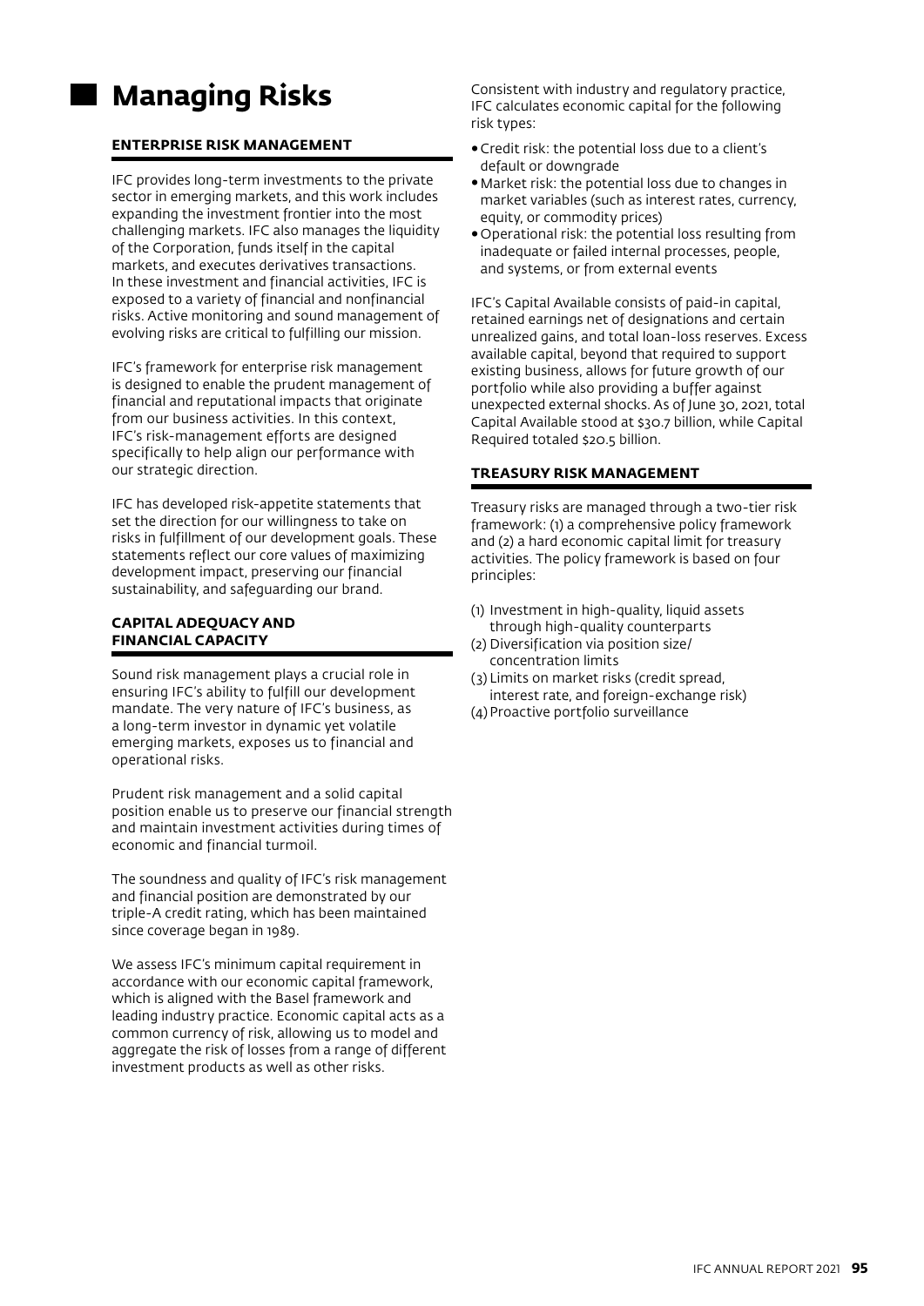# Managing Risks

## ENTERPRISE RISK MANAGEMENT

IFC provides long-term investments to the private sector in emerging markets, and this work includes expanding the investment frontier into the most challenging markets. IFC also manages the liquidity of the Corporation, funds itself in the capital markets, and executes derivatives transactions. In these investment and financial activities, IFC is exposed to a variety of financial and nonfinancial risks. Active monitoring and sound management of evolving risks are critical to fulfilling our mission.

IFC's framework for enterprise risk management is designed to enable the prudent management of financial and reputational impacts that originate from our business activities. In this context, IFC's risk-management efforts are designed specifically to help align our performance with our strategic direction.

IFC has developed risk-appetite statements that set the direction for our willingness to take on risks in fulfillment of our development goals. These statements reflect our core values of maximizing development impact, preserving our financial sustainability, and safeguarding our brand.

## CAPITAL ADEQUACY AND FINANCIAL CAPACITY

Sound risk management plays a crucial role in ensuring IFC's ability to fulfill our development mandate. The very nature of IFC's business, as a long-term investor in dynamic yet volatile emerging markets, exposes us to financial and operational risks.

Prudent risk management and a solid capital position enable us to preserve our financial strength and maintain investment activities during times of economic and financial turmoil.

The soundness and quality of IFC's risk management and financial position are demonstrated by our triple-A credit rating, which has been maintained since coverage began in 1989.

We assess IFC's minimum capital requirement in accordance with our economic capital framework, which is aligned with the Basel framework and leading industry practice. Economic capital acts as a common currency of risk, allowing us to model and aggregate the risk of losses from a range of different investment products as well as other risks.

Consistent with industry and regulatory practice, IFC calculates economic capital for the following risk types:

- Credit risk: the potential loss due to a client's default or downgrade
- Market risk: the potential loss due to changes in market variables (such as interest rates, currency, equity, or commodity prices)
- Operational risk: the potential loss resulting from inadequate or failed internal processes, people, and systems, or from external events

IFC's Capital Available consists of paid-in capital, retained earnings net of designations and certain unrealized gains, and total loan-loss reserves. Excess available capital, beyond that required to support existing business, allows for future growth of our portfolio while also providing a buffer against unexpected external shocks. As of June 30, 2021, total Capital Available stood at $30.7 billion, while Capital Required totaled $20.5 billion.

## TREASURY RISK MANAGEMENT

Treasury risks are managed through a two-tier risk framework: (1) a comprehensive policy framework and (2) a hard economic capital limit for treasury activities. The policy framework is based on four principles:

(1) Investment in high-quality, liquid assets through high-quality counterparts
(2) Diversification via position size/concentration limits
(3) Limits on market risks (credit spread, interest rate, and foreign-exchange risk)
(4) Proactive portfolio surveillance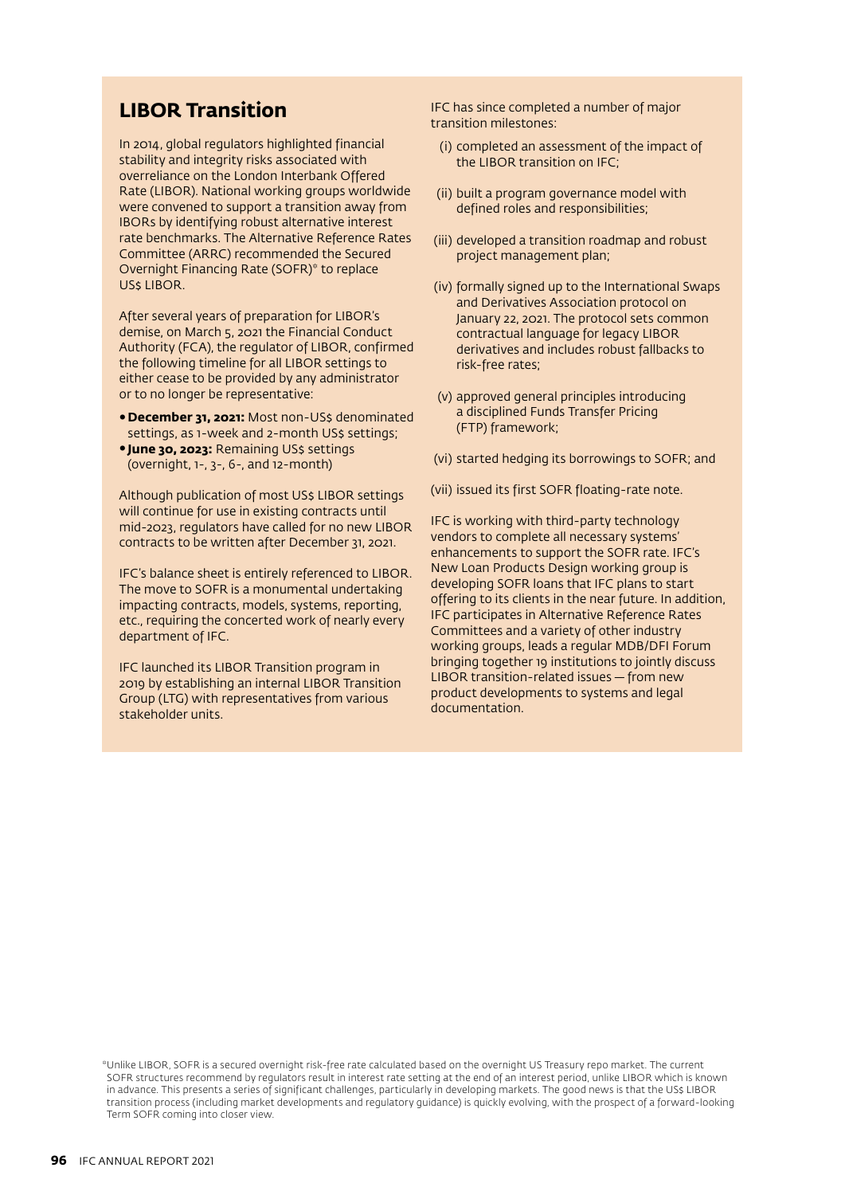## LIBOR Transition

In 2014, global regulators highlighted financial stability and integrity risks associated with overreliance on the London Interbank Offered Rate (LIBOR). National working groups worldwide were convened to support a transition away from IBORs by identifying robust alternative interest rate benchmarks. The Alternative Reference Rates Committee (ARRC) recommended the Secured Overnight Financing Rate (SOFR)* to replace US$ LIBOR.

After several years of preparation for LIBOR's demise, on March 5, 2021 the Financial Conduct Authority (FCA), the regulator of LIBOR, confirmed the following timeline for all LIBOR settings to either cease to be provided by any administrator or to no longer be representative:

- **December 31, 2021:** Most non-US$ denominated settings, as 1-week and 2-month US$ settings;
- **June 30, 2023:** Remaining US$ settings (overnight, 1-, 3-, 6-, and 12-month)

Although publication of most US$ LIBOR settings will continue for use in existing contracts until mid-2023, regulators have called for no new LIBOR contracts to be written after December 31, 2021.

IFC's balance sheet is entirely referenced to LIBOR. The move to SOFR is a monumental undertaking impacting contracts, models, systems, reporting, etc., requiring the concerted work of nearly every department of IFC.

IFC launched its LIBOR Transition program in 2019 by establishing an internal LIBOR Transition Group (LTG) with representatives from various stakeholder units.

IFC has since completed a number of major transition milestones:

(i) completed an assessment of the impact of the LIBOR transition on IFC;

(ii) built a program governance model with defined roles and responsibilities;

(iii) developed a transition roadmap and robust project management plan;

(iv) formally signed up to the International Swaps and Derivatives Association protocol on January 22, 2021. The protocol sets common contractual language for legacy LIBOR derivatives and includes robust fallbacks to risk-free rates;

(v) approved general principles introducing a disciplined Funds Transfer Pricing (FTP) framework;

(vi) started hedging its borrowings to SOFR; and

(vii) issued its first SOFR floating-rate note.

IFC is working with third-party technology vendors to complete all necessary systems' enhancements to support the SOFR rate. IFC's New Loan Products Design working group is developing SOFR loans that IFC plans to start offering to its clients in the near future. In addition, IFC participates in Alternative Reference Rates Committees and a variety of other industry working groups, leads a regular MDB/DFI Forum bringing together 19 institutions to jointly discuss LIBOR transition-related issues — from new product developments to systems and legal documentation.

*Unlike LIBOR, SOFR is a secured overnight risk-free rate calculated based on the overnight US Treasury repo market. The current SOFR structures recommend by regulators result in interest rate setting at the end of an interest period, unlike LIBOR which is known in advance. This presents a series of significant challenges, particularly in developing markets. The good news is that the US$ LIBOR transition process (including market developments and regulatory guidance) is quickly evolving, with the prospect of a forward-looking Term SOFR coming into closer view.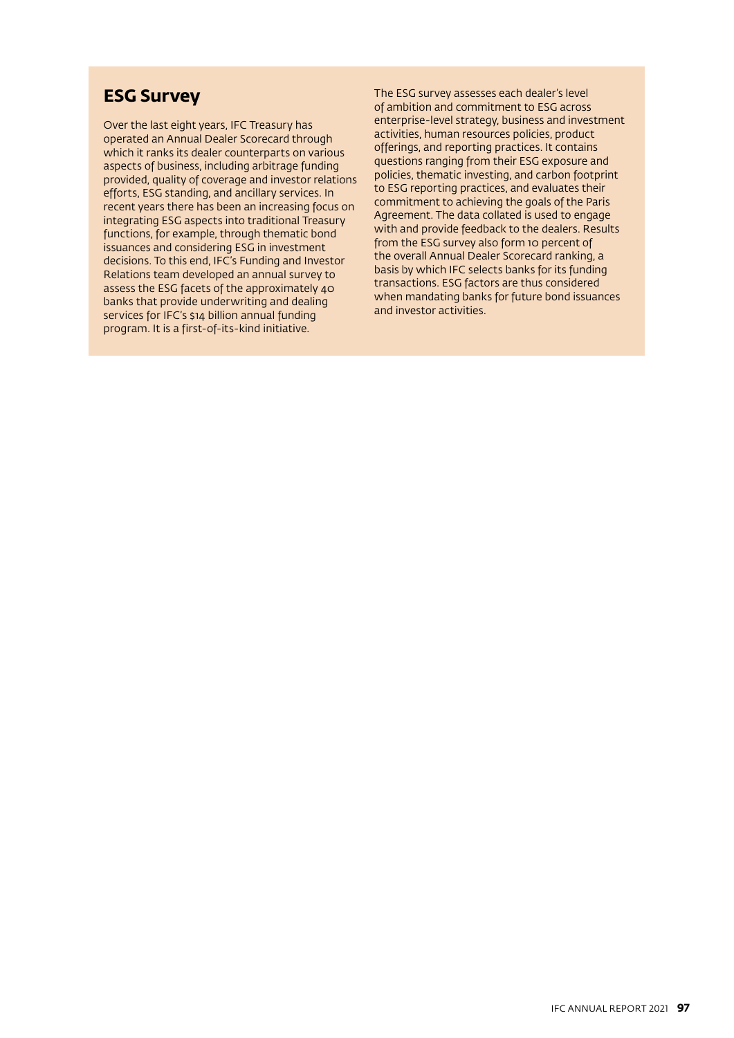## ESG Survey

Over the last eight years, IFC Treasury has operated an Annual Dealer Scorecard through which it ranks its dealer counterparts on various aspects of business, including arbitrage funding provided, quality of coverage and investor relations efforts, ESG standing, and ancillary services. In recent years there has been an increasing focus on integrating ESG aspects into traditional Treasury functions, for example, through thematic bond issuances and considering ESG in investment decisions. To this end, IFC's Funding and Investor Relations team developed an annual survey to assess the ESG facets of the approximately 40 banks that provide underwriting and dealing services for IFC's $14 billion annual funding program. It is a first-of-its-kind initiative.

The ESG survey assesses each dealer's level of ambition and commitment to ESG across enterprise-level strategy, business and investment activities, human resources policies, product offerings, and reporting practices. It contains questions ranging from their ESG exposure and policies, thematic investing, and carbon footprint to ESG reporting practices, and evaluates their commitment to achieving the goals of the Paris Agreement. The data collated is used to engage with and provide feedback to the dealers. Results from the ESG survey also form 10 percent of the overall Annual Dealer Scorecard ranking, a basis by which IFC selects banks for its funding transactions. ESG factors are thus considered when mandating banks for future bond issuances and investor activities.